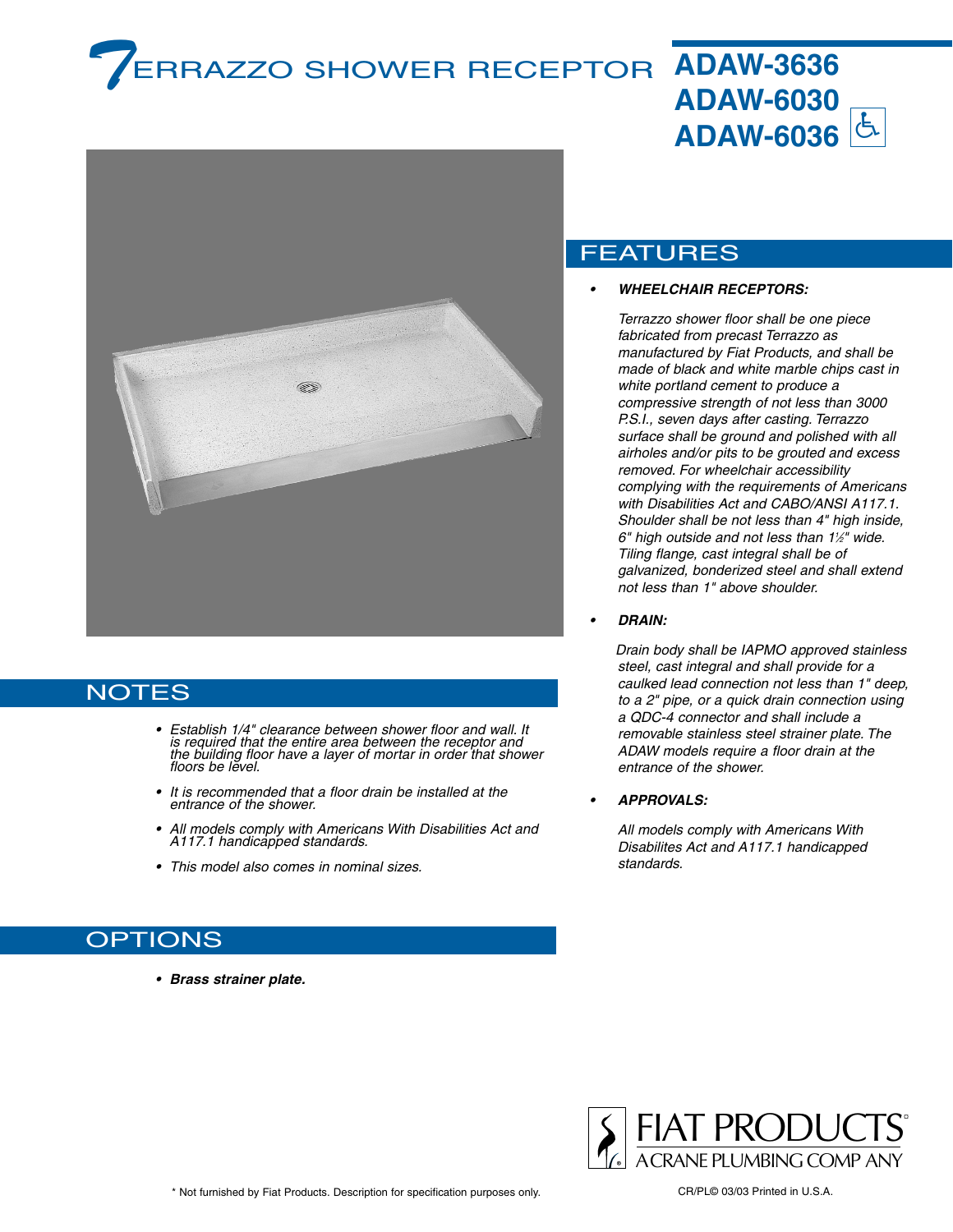# TERRAZZO SHOWER RECEPTOR

## ADAW-3636
## ADAW-6030
## ADAW-6036

## FEATURES

- ***WHEELCHAIR RECEPTORS:***

  *Terrazzo shower floor shall be one piece fabricated from precast Terrazzo as manufactured by Fiat Products, and shall be made of black and white marble chips cast in white portland cement to produce a compressive strength of not less than 3000 P.S.I., seven days after casting. Terrazzo surface shall be ground and polished with all airholes and/or pits to be grouted and excess removed. For wheelchair accessibility complying with the requirements of Americans with Disabilities Act and CABO/ANSI A117.1. Shoulder shall be not less than 4" high inside, 6" high outside and not less than 1½" wide. Tiling flange, cast integral shall be of galvanized, bonderized steel and shall extend not less than 1" above shoulder.*

- ***DRAIN:***

  *Drain body shall be IAPMO approved stainless steel, cast integral and shall provide for a caulked lead connection not less than 1" deep, to a 2" pipe, or a quick drain connection using a QDC-4 connector and shall include a removable stainless steel strainer plate. The ADAW models require a floor drain at the entrance of the shower.*

- ***APPROVALS:***

  *All models comply with Americans With Disabilites Act and A117.1 handicapped standards.*

## NOTES

- *Establish 1/4" clearance between shower floor and wall. It is required that the entire area between the receptor and the building floor have a layer of mortar in order that shower floors be level.*
- *It is recommended that a floor drain be installed at the entrance of the shower.*
- *All models comply with Americans With Disabilities Act and A117.1 handicapped standards.*
- *This model also comes in nominal sizes.*

## OPTIONS

- ***Brass strainer plate.***

FIAT PRODUCTS
A CRANE PLUMBING COMPANY

\* Not furnished by Fiat Products. Description for specification purposes only.

CR/PL© 03/03 Printed in U.S.A.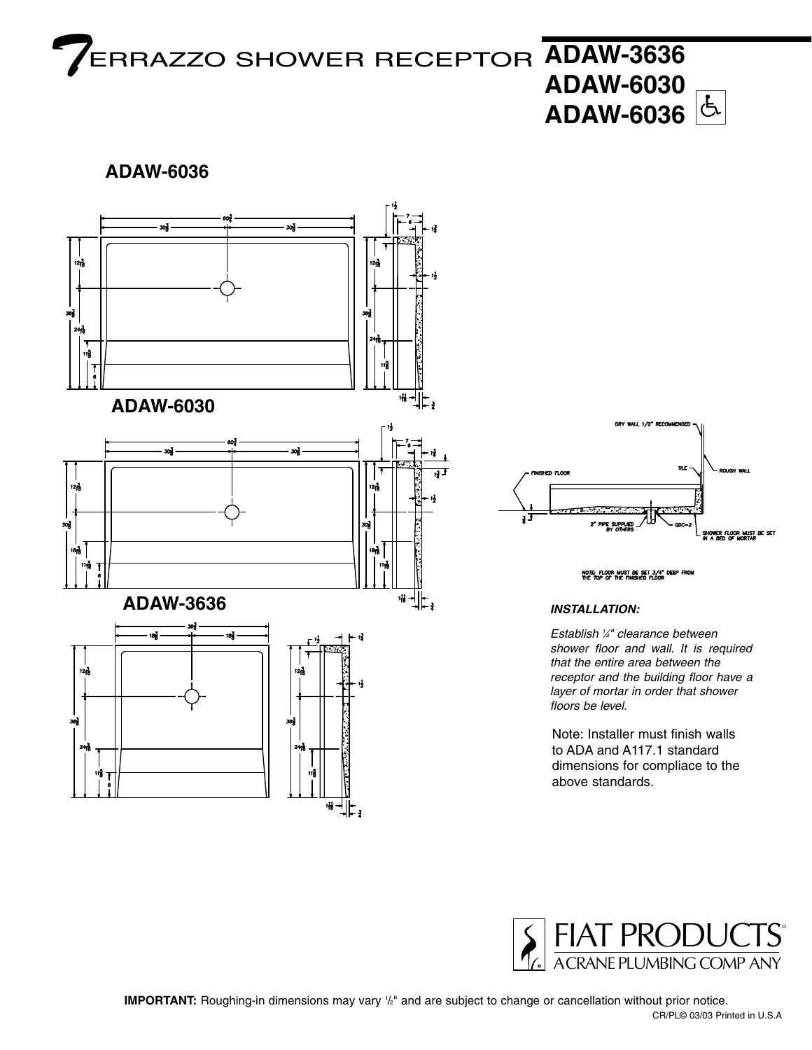# TERRAZZO SHOWER RECEPTOR

## ADAW-3636
## ADAW-6030
## ADAW-6036

### ADAW-6036

### ADAW-6030

### ADAW-3636

DRY WALL 1/2" RECOMMENDED

FINISHED FLOOR

TILE

ROUGH WALL

2" PIPE SUPPLIED BY OTHERS

QDC-2

SHOWER FLOOR MUST BE SET IN A BED OF MORTAR

NOTE: FLOOR MUST BE SET 3/4" DEEP FROM THE TOP OF THE FINISHED FLOOR

***INSTALLATION:***

*Establish ¼" clearance between shower floor and wall. It is required that the entire area between the receptor and the building floor have a layer of mortar in order that shower floors be level.*

Note: Installer must finish walls to ADA and A117.1 standard dimensions for compliace to the above standards.

FIAT PRODUCTS
A CRANE PLUMBING COMP ANY

**IMPORTANT:** Roughing-in dimensions may vary ½" and are subject to change or cancellation without prior notice.

CR/PL© 03/03 Printed in U.S.A